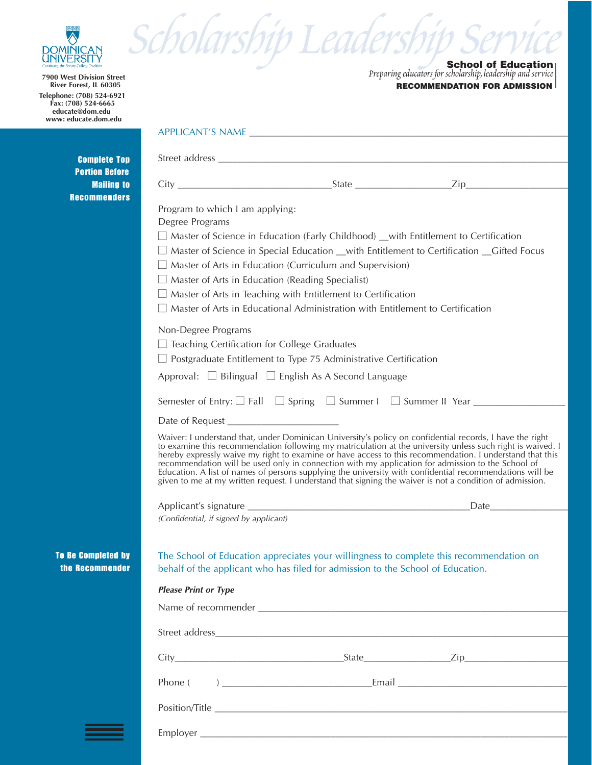DOMINICAN UNIVERSITY
Continuing the Rosary College Tradition

**7900 West Division Street**
**River Forest, IL 60305**

**Telephone: (708) 524-6921**
**Fax: (708) 524-6665**
**educate@dom.edu**
**www: educate.dom.edu**

*Scholarship Leadership Service*

# School of Education

*Preparing educators for scholarship, leadership and service*

**RECOMMENDATION FOR ADMISSION**

**Complete Top Portion Before Mailing to Recommenders**

APPLICANT'S NAME ___________________________________________

Street address ___________________________________________

City ______________________ State ______________ Zip______________

Program to which I am applying:

Degree Programs

- ☐ Master of Science in Education (Early Childhood) __with Entitlement to Certification
- ☐ Master of Science in Special Education __with Entitlement to Certification __Gifted Focus
- ☐ Master of Arts in Education (Curriculum and Supervision)
- ☐ Master of Arts in Education (Reading Specialist)
- ☐ Master of Arts in Teaching with Entitlement to Certification
- ☐ Master of Arts in Educational Administration with Entitlement to Certification

Non-Degree Programs

- ☐ Teaching Certification for College Graduates
- ☐ Postgraduate Entitlement to Type 75 Administrative Certification

Approval: ☐ Bilingual ☐ English As A Second Language

Semester of Entry: ☐ Fall ☐ Spring ☐ Summer I ☐ Summer II Year ______________

Date of Request ________________

Waiver: I understand that, under Dominican University's policy on confidential records, I have the right to examine this recommendation following my matriculation at the university unless such right is waived. I hereby expressly waive my right to examine or have access to this recommendation. I understand that this recommendation will be used only in connection with my application for admission to the School of Education. A list of names of persons supplying the university with confidential recommendations will be given to me at my written request. I understand that signing the waiver is not a condition of admission.

Applicant's signature ________________________________ Date______________

*(Confidential, if signed by applicant)*

**To Be Completed by the Recommender**

The School of Education appreciates your willingness to complete this recommendation on behalf of the applicant who has filed for admission to the School of Education.

***Please Print or Type***

Name of recommender ___________________________________________

Street address___________________________________________

City______________________ State______________ Zip______________

Phone (     ) ______________________ Email ______________________

Position/Title ___________________________________________

Employer ___________________________________________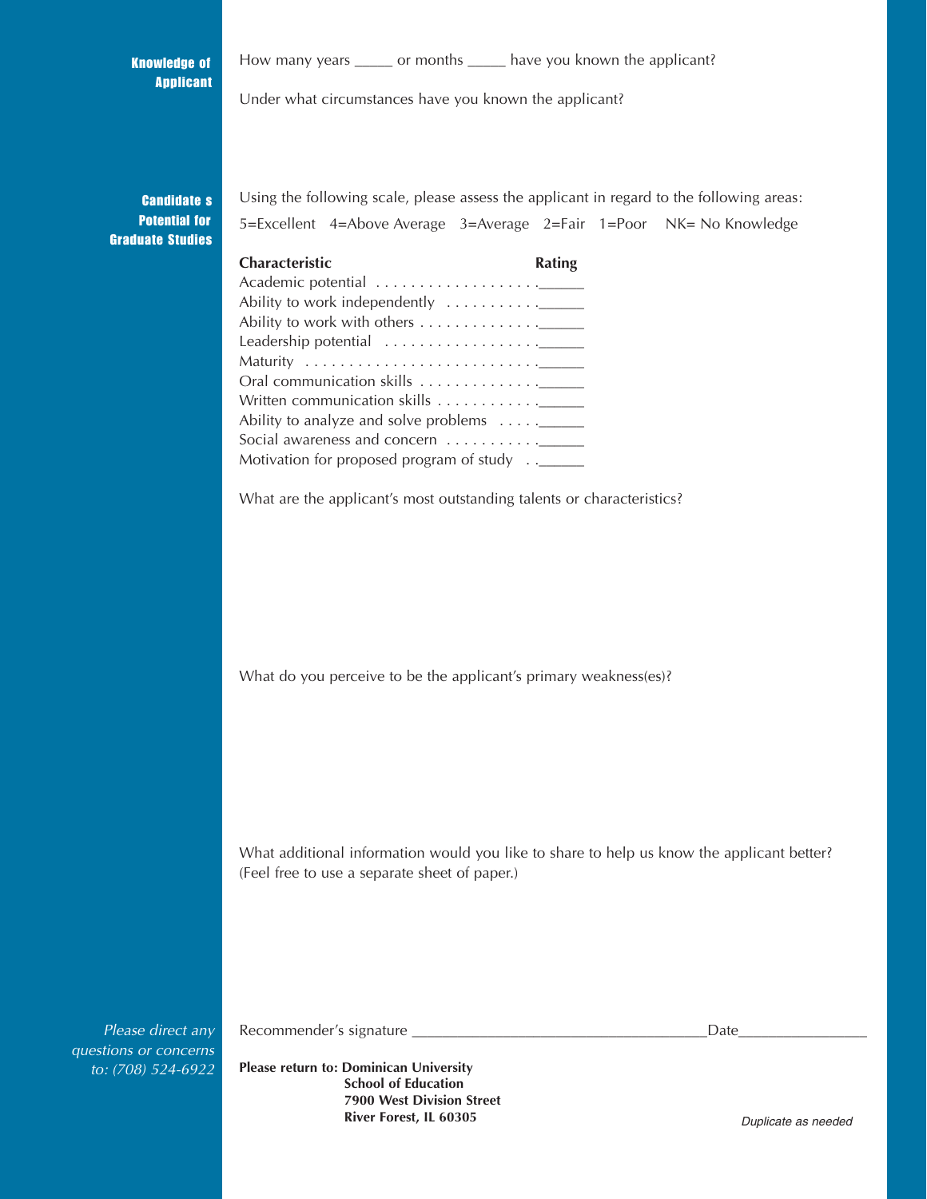## Knowledge of Applicant

How many years _____ or months _____ have you known the applicant?

Under what circumstances have you known the applicant?

## Candidate s Potential for Graduate Studies

Using the following scale, please assess the applicant in regard to the following areas:

5=Excellent 4=Above Average 3=Average 2=Fair 1=Poor NK= No Knowledge

| Characteristic | Rating |
| --- | --- |
| Academic potential | ______ |
| Ability to work independently | ______ |
| Ability to work with others | ______ |
| Leadership potential | ______ |
| Maturity | ______ |
| Oral communication skills | ______ |
| Written communication skills | ______ |
| Ability to analyze and solve problems | ______ |
| Social awareness and concern | ______ |
| Motivation for proposed program of study | ______ |

What are the applicant's most outstanding talents or characteristics?

What do you perceive to be the applicant's primary weakness(es)?

What additional information would you like to share to help us know the applicant better? (Feel free to use a separate sheet of paper.)

*Please direct any questions or concerns to: (708) 524-6922*

Recommender's signature ____________________________________Date________________

**Please return to: Dominican University**
**School of Education**
**7900 West Division Street**
**River Forest, IL 60305**

*Duplicate as needed*